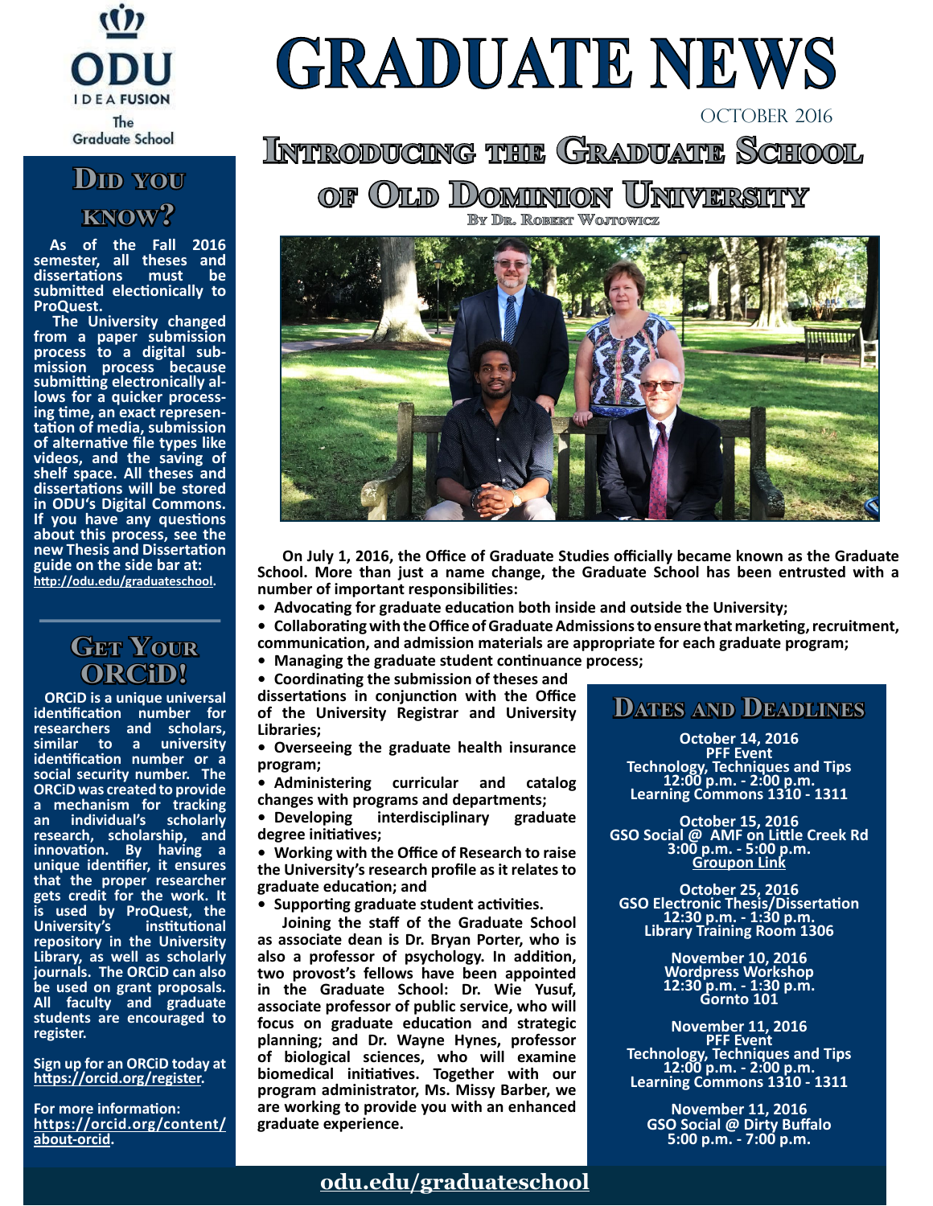ODU IDEA FUSION

The Graduate School

# GRADUATE NEWS

October 2016

## Introducing the Graduate School of Old Dominion University

By Dr. Robert Wojtowicz

**On July 1, 2016, the Office of Graduate Studies officially became known as the Graduate School. More than just a name change, the Graduate School has been entrusted with a number of important responsibilities:**

- **Advocating for graduate education both inside and outside the University;**
- **Collaborating with the Office of Graduate Admissions to ensure that marketing, recruitment, communication, and admission materials are appropriate for each graduate program;**
- **Managing the graduate student continuance process;**
- **Coordinating the submission of theses and dissertations in conjunction with the Office of the University Registrar and University Libraries;**
- **Overseeing the graduate health insurance program;**
- **Administering curricular and catalog changes with programs and departments;**
- **Developing interdisciplinary graduate degree initiatives;**
- **Working with the Office of Research to raise the University's research profile as it relates to graduate education; and**
- **Supporting graduate student activities.**

**Joining the staff of the Graduate School as associate dean is Dr. Bryan Porter, who is also a professor of psychology. In addition, two provost's fellows have been appointed in the Graduate School: Dr. Wie Yusuf, associate professor of public service, who will focus on graduate education and strategic planning; and Dr. Wayne Hynes, professor of biological sciences, who will examine biomedical initiatives. Together with our program administrator, Ms. Missy Barber, we are working to provide you with an enhanced graduate experience.**

## Did You Know?

**As of the Fall 2016 semester, all theses and dissertations must be submitted electionically to ProQuest.**

**The University changed from a paper submission process to a digital submission process because submitting electronically allows for a quicker processing time, an exact representation of media, submission of alternative file types like videos, and the saving of shelf space. All theses and dissertations will be stored in ODU's Digital Commons. If you have any questions about this process, see the new Thesis and Dissertation guide on the side bar at: http://odu.edu/graduateschool.**

## Get Your ORCiD!

**ORCiD is a unique universal identification number for researchers and scholars, similar to a university identification number or a social security number. The ORCiD was created to provide a mechanism for tracking an individual's scholarly research, scholarship, and innovation. By having a unique identifier, it ensures that the proper researcher gets credit for the work. It is used by ProQuest, the University's institutional repository in the University Library, as well as scholarly journals. The ORCiD can also be used on grant proposals. All faculty and graduate students are encouraged to register.**

**Sign up for an ORCiD today at https://orcid.org/register.**

**For more information: https://orcid.org/content/about-orcid.**

## Dates and Deadlines

**October 14, 2016**
**PFF Event**
**Technology, Techniques and Tips**
**12:00 p.m. - 2:00 p.m.**
**Learning Commons 1310 - 1311**

**October 15, 2016**
**GSO Social @ AMF on Little Creek Rd**
**3:00 p.m. - 5:00 p.m.**
**Groupon Link**

**October 25, 2016**
**GSO Electronic Thesis/Dissertation**
**12:30 p.m. - 1:30 p.m.**
**Library Training Room 1306**

**November 10, 2016**
**Wordpress Workshop**
**12:30 p.m. - 1:30 p.m.**
**Gornto 101**

**November 11, 2016**
**PFF Event**
**Technology, Techniques and Tips**
**12:00 p.m. - 2:00 p.m.**
**Learning Commons 1310 - 1311**

**November 11, 2016**
**GSO Social @ Dirty Buffalo**
**5:00 p.m. - 7:00 p.m.**

odu.edu/graduateschool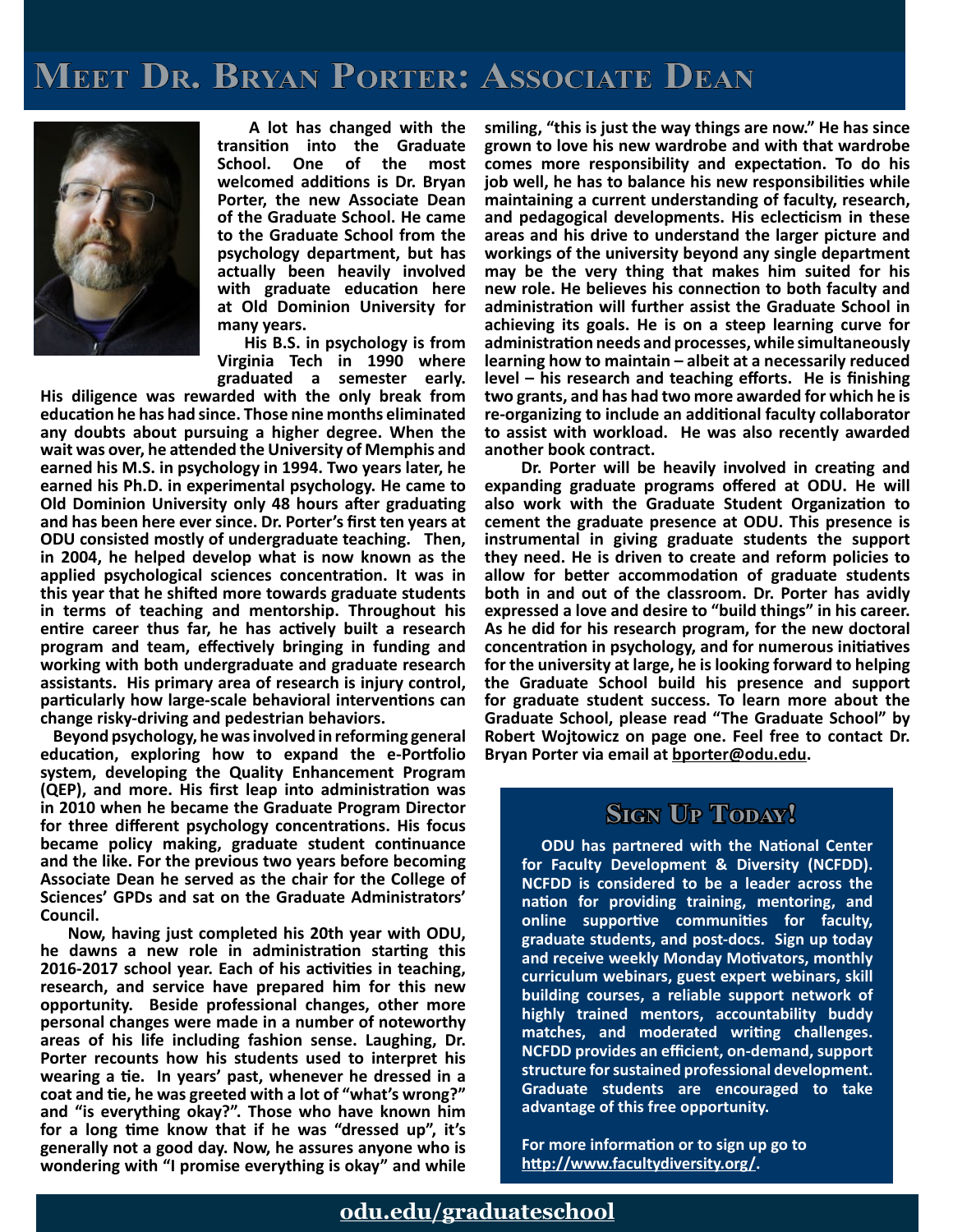# Meet Dr. Bryan Porter: Associate Dean

A lot has changed with the transition into the Graduate School. One of the most welcomed additions is Dr. Bryan Porter, the new Associate Dean of the Graduate School. He came to the Graduate School from the psychology department, but has actually been heavily involved with graduate education here at Old Dominion University for many years.

His B.S. in psychology is from Virginia Tech in 1990 where graduated a semester early. His diligence was rewarded with the only break from education he has had since. Those nine months eliminated any doubts about pursuing a higher degree. When the wait was over, he attended the University of Memphis and earned his M.S. in psychology in 1994. Two years later, he earned his Ph.D. in experimental psychology. He came to Old Dominion University only 48 hours after graduating and has been here ever since. Dr. Porter's first ten years at ODU consisted mostly of undergraduate teaching. Then, in 2004, he helped develop what is now known as the applied psychological sciences concentration. It was in this year that he shifted more towards graduate students in terms of teaching and mentorship. Throughout his entire career thus far, he has actively built a research program and team, effectively bringing in funding and working with both undergraduate and graduate research assistants. His primary area of research is injury control, particularly how large-scale behavioral interventions can change risky-driving and pedestrian behaviors.

Beyond psychology, he was involved in reforming general education, exploring how to expand the e-Portfolio system, developing the Quality Enhancement Program (QEP), and more. His first leap into administration was in 2010 when he became the Graduate Program Director for three different psychology concentrations. His focus became policy making, graduate student continuance and the like. For the previous two years before becoming Associate Dean he served as the chair for the College of Sciences' GPDs and sat on the Graduate Administrators' Council.

Now, having just completed his 20th year with ODU, he dawns a new role in administration starting this 2016-2017 school year. Each of his activities in teaching, research, and service have prepared him for this new opportunity. Beside professional changes, other more personal changes were made in a number of noteworthy areas of his life including fashion sense. Laughing, Dr. Porter recounts how his students used to interpret his wearing a tie. In years' past, whenever he dressed in a coat and tie, he was greeted with a lot of "what's wrong?" and "is everything okay?". Those who have known him for a long time know that if he was "dressed up", it's generally not a good day. Now, he assures anyone who is wondering with "I promise everything is okay" and while smiling, "this is just the way things are now." He has since grown to love his new wardrobe and with that wardrobe comes more responsibility and expectation. To do his job well, he has to balance his new responsibilities while maintaining a current understanding of faculty, research, and pedagogical developments. His eclecticism in these areas and his drive to understand the larger picture and workings of the university beyond any single department may be the very thing that makes him suited for his new role. He believes his connection to both faculty and administration will further assist the Graduate School in achieving its goals. He is on a steep learning curve for administration needs and processes, while simultaneously learning how to maintain – albeit at a necessarily reduced level – his research and teaching efforts. He is finishing two grants, and has had two more awarded for which he is re-organizing to include an additional faculty collaborator to assist with workload. He was also recently awarded another book contract.

Dr. Porter will be heavily involved in creating and expanding graduate programs offered at ODU. He will also work with the Graduate Student Organization to cement the graduate presence at ODU. This presence is instrumental in giving graduate students the support they need. He is driven to create and reform policies to allow for better accommodation of graduate students both in and out of the classroom. Dr. Porter has avidly expressed a love and desire to "build things" in his career. As he did for his research program, for the new doctoral concentration in psychology, and for numerous initiatives for the university at large, he is looking forward to helping the Graduate School build his presence and support for graduate student success. To learn more about the Graduate School, please read "The Graduate School" by Robert Wojtowicz on page one. Feel free to contact Dr. Bryan Porter via email at bporter@odu.edu.

## Sign Up Today!

ODU has partnered with the National Center for Faculty Development & Diversity (NCFDD). NCFDD is considered to be a leader across the nation for providing training, mentoring, and online supportive communities for faculty, graduate students, and post-docs. Sign up today and receive weekly Monday Motivators, monthly curriculum webinars, guest expert webinars, skill building courses, a reliable support network of highly trained mentors, accountability buddy matches, and moderated writing challenges. NCFDD provides an efficient, on-demand, support structure for sustained professional development. Graduate students are encouraged to take advantage of this free opportunity.

For more information or to sign up go to http://www.facultydiversity.org/.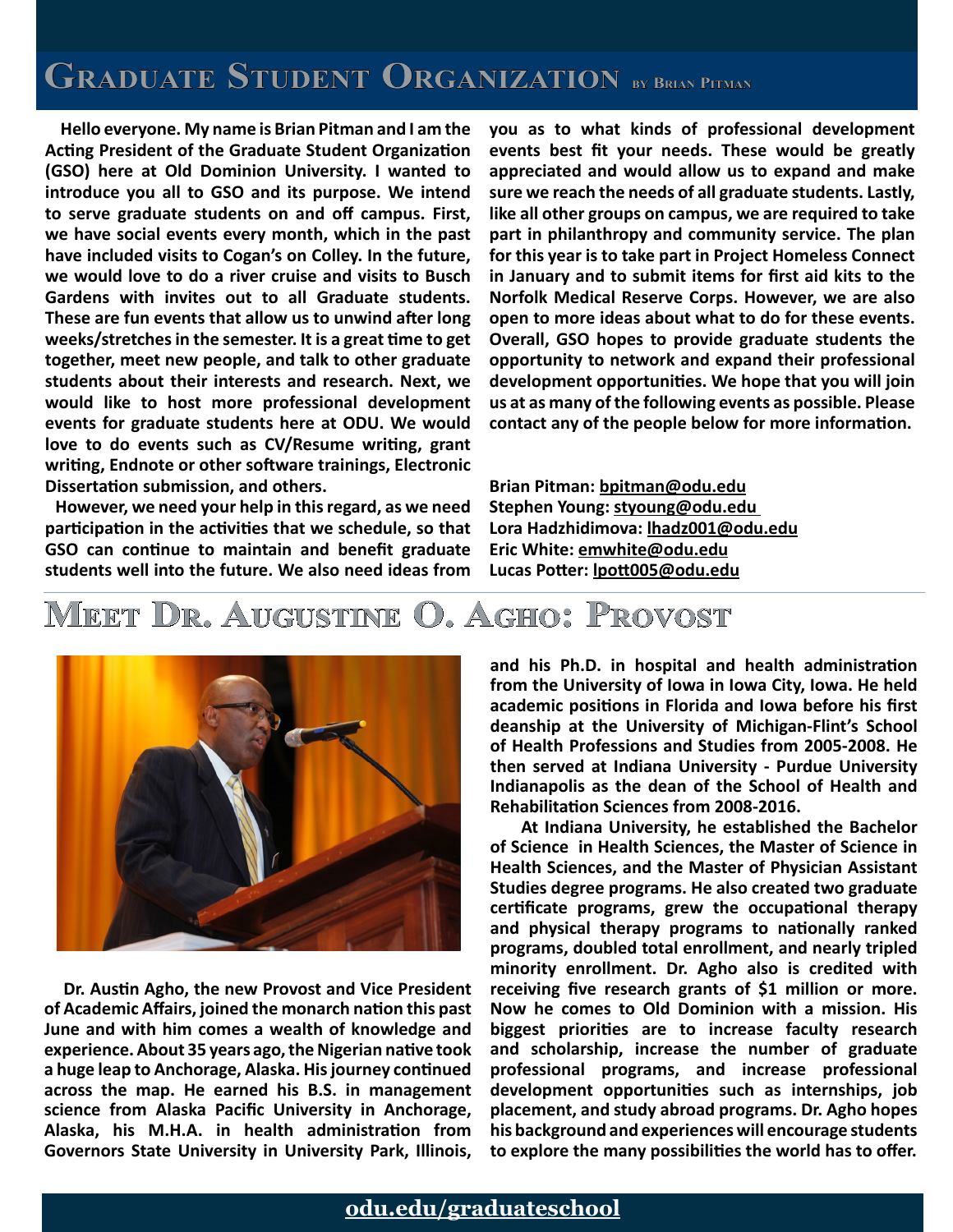## Graduate Student Organization by Brian Pitman

Hello everyone. My name is Brian Pitman and I am the Acting President of the Graduate Student Organization (GSO) here at Old Dominion University. I wanted to introduce you all to GSO and its purpose. We intend to serve graduate students on and off campus. First, we have social events every month, which in the past have included visits to Cogan's on Colley. In the future, we would love to do a river cruise and visits to Busch Gardens with invites out to all Graduate students. These are fun events that allow us to unwind after long weeks/stretches in the semester. It is a great time to get together, meet new people, and talk to other graduate students about their interests and research. Next, we would like to host more professional development events for graduate students here at ODU. We would love to do events such as CV/Resume writing, grant writing, Endnote or other software trainings, Electronic Dissertation submission, and others.

However, we need your help in this regard, as we need participation in the activities that we schedule, so that GSO can continue to maintain and benefit graduate students well into the future. We also need ideas from you as to what kinds of professional development events best fit your needs. These would be greatly appreciated and would allow us to expand and make sure we reach the needs of all graduate students. Lastly, like all other groups on campus, we are required to take part in philanthropy and community service. The plan for this year is to take part in Project Homeless Connect in January and to submit items for first aid kits to the Norfolk Medical Reserve Corps. However, we are also open to more ideas about what to do for these events. Overall, GSO hopes to provide graduate students the opportunity to network and expand their professional development opportunities. We hope that you will join us at as many of the following events as possible. Please contact any of the people below for more information.

Brian Pitman: bpitman@odu.edu
Stephen Young: styoung@odu.edu
Lora Hadzhidimova: lhadz001@odu.edu
Eric White: emwhite@odu.edu
Lucas Potter: lpott005@odu.edu

## Meet Dr. Augustine O. Agho: Provost

Dr. Austin Agho, the new Provost and Vice President of Academic Affairs, joined the monarch nation this past June and with him comes a wealth of knowledge and experience. About 35 years ago, the Nigerian native took a huge leap to Anchorage, Alaska. His journey continued across the map. He earned his B.S. in management science from Alaska Pacific University in Anchorage, Alaska, his M.H.A. in health administration from Governors State University in University Park, Illinois, and his Ph.D. in hospital and health administration from the University of Iowa in Iowa City, Iowa. He held academic positions in Florida and Iowa before his first deanship at the University of Michigan-Flint's School of Health Professions and Studies from 2005-2008. He then served at Indiana University - Purdue University Indianapolis as the dean of the School of Health and Rehabilitation Sciences from 2008-2016.

At Indiana University, he established the Bachelor of Science in Health Sciences, the Master of Science in Health Sciences, and the Master of Physician Assistant Studies degree programs. He also created two graduate certificate programs, grew the occupational therapy and physical therapy programs to nationally ranked programs, doubled total enrollment, and nearly tripled minority enrollment. Dr. Agho also is credited with receiving five research grants of $1 million or more. Now he comes to Old Dominion with a mission. His biggest priorities are to increase faculty research and scholarship, increase the number of graduate professional programs, and increase professional development opportunities such as internships, job placement, and study abroad programs. Dr. Agho hopes his background and experiences will encourage students to explore the many possibilities the world has to offer.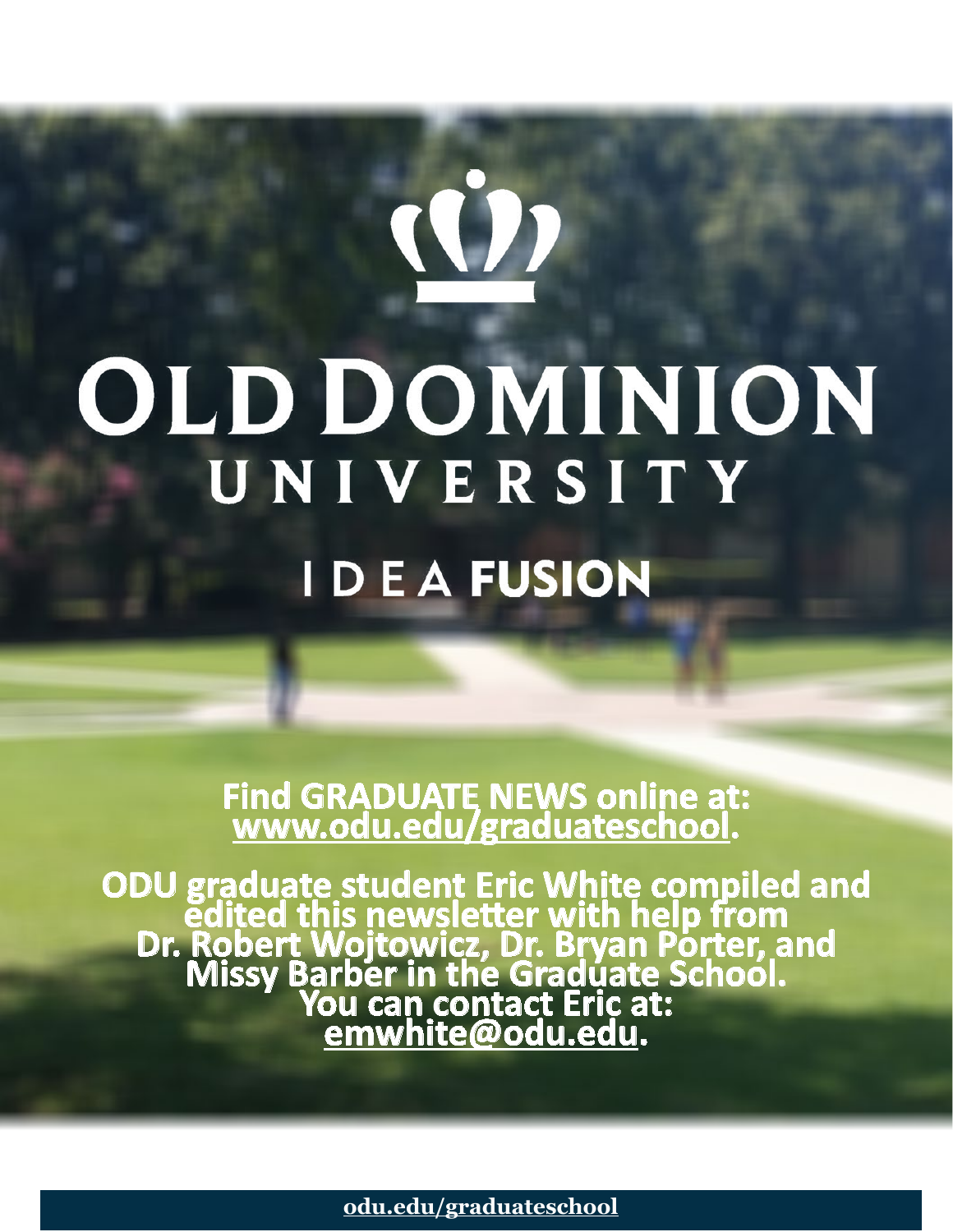# OLD DOMINION UNIVERSITY

IDEA FUSION

**Find GRADUATE NEWS online at: www.odu.edu/graduateschool.**

**ODU graduate student Eric White compiled and edited this newsletter with help from Dr. Robert Wojtowicz, Dr. Bryan Porter, and Missy Barber in the Graduate School. You can contact Eric at: emwhite@odu.edu.**

odu.edu/graduateschool